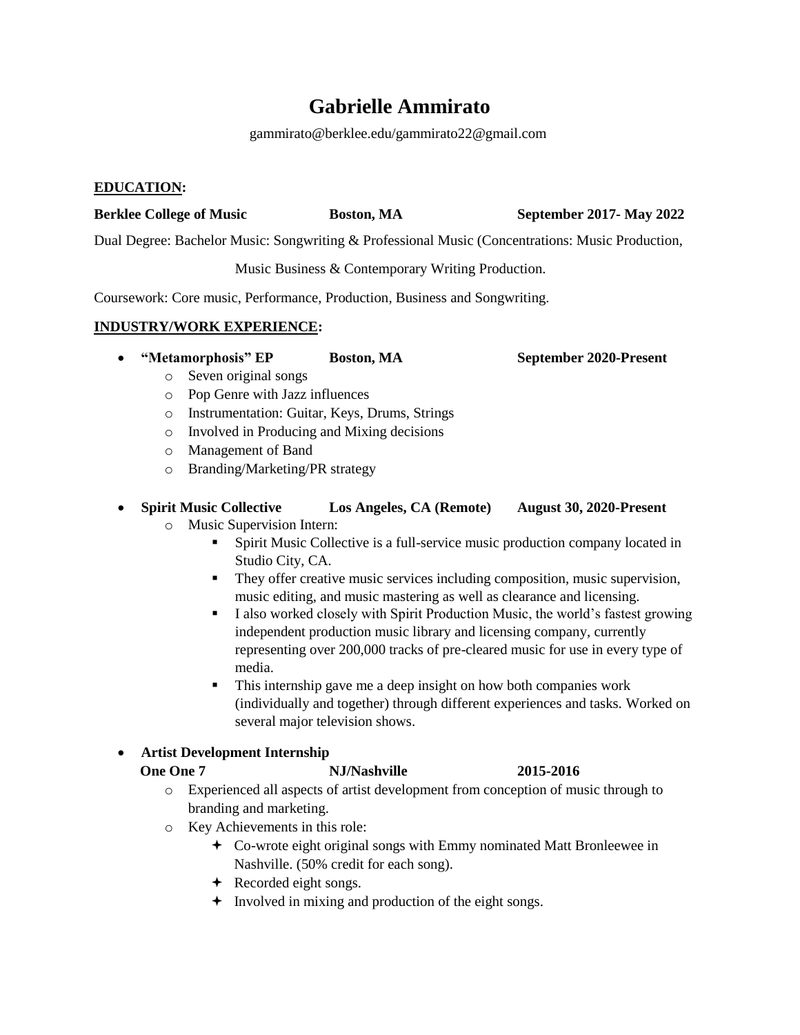# Gabrielle Ammirato

gammirato@berklee.edu/gammirato22@gmail.com

## EDUCATION:

**Berklee College of Music** **Boston, MA** **September 2017- May 2022**

Dual Degree: Bachelor Music: Songwriting & Professional Music (Concentrations: Music Production, Music Business & Contemporary Writing Production.

Coursework: Core music, Performance, Production, Business and Songwriting.

## INDUSTRY/WORK EXPERIENCE:

- **"Metamorphosis" EP** **Boston, MA** **September 2020-Present**
  - Seven original songs
  - Pop Genre with Jazz influences
  - Instrumentation: Guitar, Keys, Drums, Strings
  - Involved in Producing and Mixing decisions
  - Management of Band
  - Branding/Marketing/PR strategy

- **Spirit Music Collective** **Los Angeles, CA (Remote)** **August 30, 2020-Present**
  - Music Supervision Intern:
    - Spirit Music Collective is a full-service music production company located in Studio City, CA.
    - They offer creative music services including composition, music supervision, music editing, and music mastering as well as clearance and licensing.
    - I also worked closely with Spirit Production Music, the world's fastest growing independent production music library and licensing company, currently representing over 200,000 tracks of pre-cleared music for use in every type of media.
    - This internship gave me a deep insight on how both companies work (individually and together) through different experiences and tasks. Worked on several major television shows.

- **Artist Development Internship**
  **One One 7** **NJ/Nashville** **2015-2016**
  - Experienced all aspects of artist development from conception of music through to branding and marketing.
  - Key Achievements in this role:
    - Co-wrote eight original songs with Emmy nominated Matt Bronleewee in Nashville. (50% credit for each song).
    - Recorded eight songs.
    - Involved in mixing and production of the eight songs.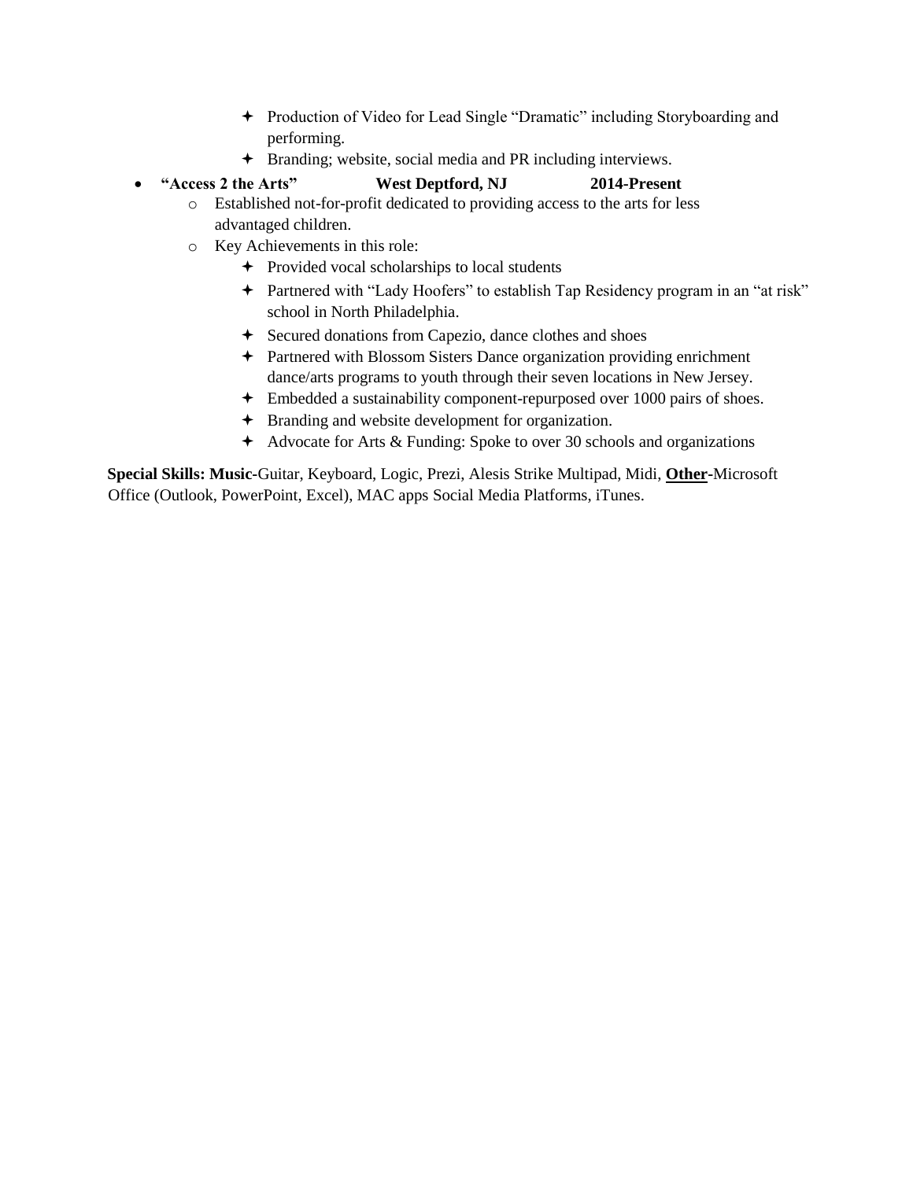- Production of Video for Lead Single "Dramatic" including Storyboarding and performing.
    - Branding; website, social media and PR including interviews.

- **"Access 2 the Arts"       West Deptford, NJ       2014-Present**
  - Established not-for-profit dedicated to providing access to the arts for less advantaged children.
  - Key Achievements in this role:
    - Provided vocal scholarships to local students
    - Partnered with "Lady Hoofers" to establish Tap Residency program in an "at risk" school in North Philadelphia.
    - Secured donations from Capezio, dance clothes and shoes
    - Partnered with Blossom Sisters Dance organization providing enrichment dance/arts programs to youth through their seven locations in New Jersey.
    - Embedded a sustainability component-repurposed over 1000 pairs of shoes.
    - Branding and website development for organization.
    - Advocate for Arts & Funding: Spoke to over 30 schools and organizations

**Special Skills: Music**-Guitar, Keyboard, Logic, Prezi, Alesis Strike Multipad, Midi, **Other**-Microsoft Office (Outlook, PowerPoint, Excel), MAC apps Social Media Platforms, iTunes.